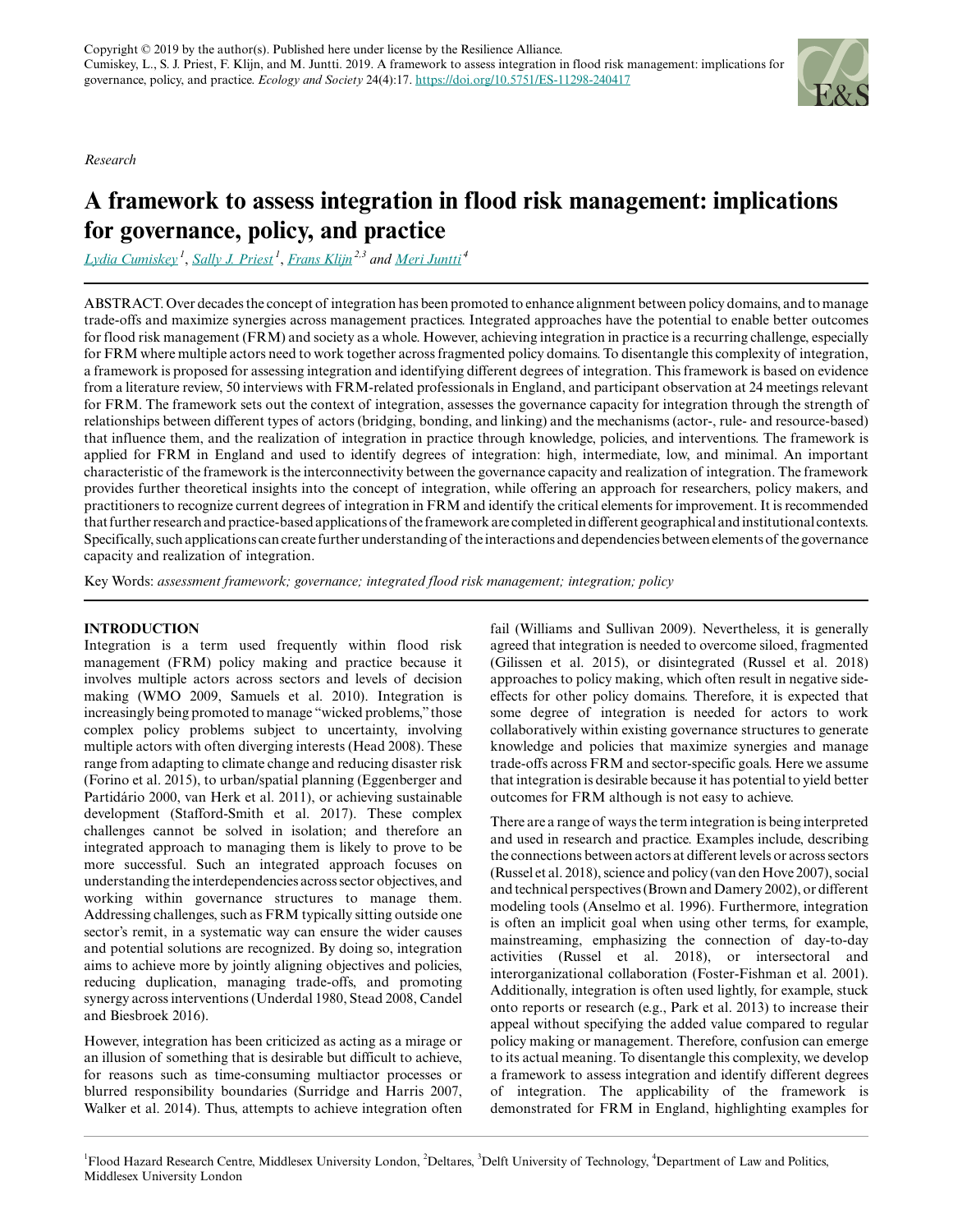Copyright © 2019 by the author(s). Published here under license by the Resilience Alliance.
Cumiskey, L., S. J. Priest, F. Klijn, and M. Juntti. 2019. A framework to assess integration in flood risk management: implications for governance, policy, and practice. *Ecology and Society* 24(4):17. https://doi.org/10.5751/ES-11298-240417

*Research*

# A framework to assess integration in flood risk management: implications for governance, policy, and practice

Lydia Cumiskey [1], Sally J. Priest [1], Frans Klijn [2,3] and Meri Juntti [4]

ABSTRACT. Over decades the concept of integration has been promoted to enhance alignment between policy domains, and to manage trade-offs and maximize synergies across management practices. Integrated approaches have the potential to enable better outcomes for flood risk management (FRM) and society as a whole. However, achieving integration in practice is a recurring challenge, especially for FRM where multiple actors need to work together across fragmented policy domains. To disentangle this complexity of integration, a framework is proposed for assessing integration and identifying different degrees of integration. This framework is based on evidence from a literature review, 50 interviews with FRM-related professionals in England, and participant observation at 24 meetings relevant for FRM. The framework sets out the context of integration, assesses the governance capacity for integration through the strength of relationships between different types of actors (bridging, bonding, and linking) and the mechanisms (actor-, rule- and resource-based) that influence them, and the realization of integration in practice through knowledge, policies, and interventions. The framework is applied for FRM in England and used to identify degrees of integration: high, intermediate, low, and minimal. An important characteristic of the framework is the interconnectivity between the governance capacity and realization of integration. The framework provides further theoretical insights into the concept of integration, while offering an approach for researchers, policy makers, and practitioners to recognize current degrees of integration in FRM and identify the critical elements for improvement. It is recommended that further research and practice-based applications of the framework are completed in different geographical and institutional contexts. Specifically, such applications can create further understanding of the interactions and dependencies between elements of the governance capacity and realization of integration.

Key Words: *assessment framework; governance; integrated flood risk management; integration; policy*

## INTRODUCTION

Integration is a term used frequently within flood risk management (FRM) policy making and practice because it involves multiple actors across sectors and levels of decision making (WMO 2009, Samuels et al. 2010). Integration is increasingly being promoted to manage "wicked problems," those complex policy problems subject to uncertainty, involving multiple actors with often diverging interests (Head 2008). These range from adapting to climate change and reducing disaster risk (Forino et al. 2015), to urban/spatial planning (Eggenberger and Partidário 2000, van Herk et al. 2011), or achieving sustainable development (Stafford-Smith et al. 2017). These complex challenges cannot be solved in isolation; and therefore an integrated approach to managing them is likely to prove to be more successful. Such an integrated approach focuses on understanding the interdependencies across sector objectives, and working within governance structures to manage them. Addressing challenges, such as FRM typically sitting outside one sector's remit, in a systematic way can ensure the wider causes and potential solutions are recognized. By doing so, integration aims to achieve more by jointly aligning objectives and policies, reducing duplication, managing trade-offs, and promoting synergy across interventions (Underdal 1980, Stead 2008, Candel and Biesbroek 2016).

However, integration has been criticized as acting as a mirage or an illusion of something that is desirable but difficult to achieve, for reasons such as time-consuming multiactor processes or blurred responsibility boundaries (Surridge and Harris 2007, Walker et al. 2014). Thus, attempts to achieve integration often fail (Williams and Sullivan 2009). Nevertheless, it is generally agreed that integration is needed to overcome siloed, fragmented (Gilissen et al. 2015), or disintegrated (Russel et al. 2018) approaches to policy making, which often result in negative side-effects for other policy domains. Therefore, it is expected that some degree of integration is needed for actors to work collaboratively within existing governance structures to generate knowledge and policies that maximize synergies and manage trade-offs across FRM and sector-specific goals. Here we assume that integration is desirable because it has potential to yield better outcomes for FRM although is not easy to achieve.

There are a range of ways the term integration is being interpreted and used in research and practice. Examples include, describing the connections between actors at different levels or across sectors (Russel et al. 2018), science and policy (van den Hove 2007), social and technical perspectives (Brown and Damery 2002), or different modeling tools (Anselmo et al. 1996). Furthermore, integration is often an implicit goal when using other terms, for example, mainstreaming, emphasizing the connection of day-to-day activities (Russel et al. 2018), or intersectoral and interorganizational collaboration (Foster-Fishman et al. 2001). Additionally, integration is often used lightly, for example, stuck onto reports or research (e.g., Park et al. 2013) to increase their appeal without specifying the added value compared to regular policy making or management. Therefore, confusion can emerge to its actual meaning. To disentangle this complexity, we develop a framework to assess integration and identify different degrees of integration. The applicability of the framework is demonstrated for FRM in England, highlighting examples for

[1] Flood Hazard Research Centre, Middlesex University London, [2] Deltares, [3] Delft University of Technology, [4] Department of Law and Politics, Middlesex University London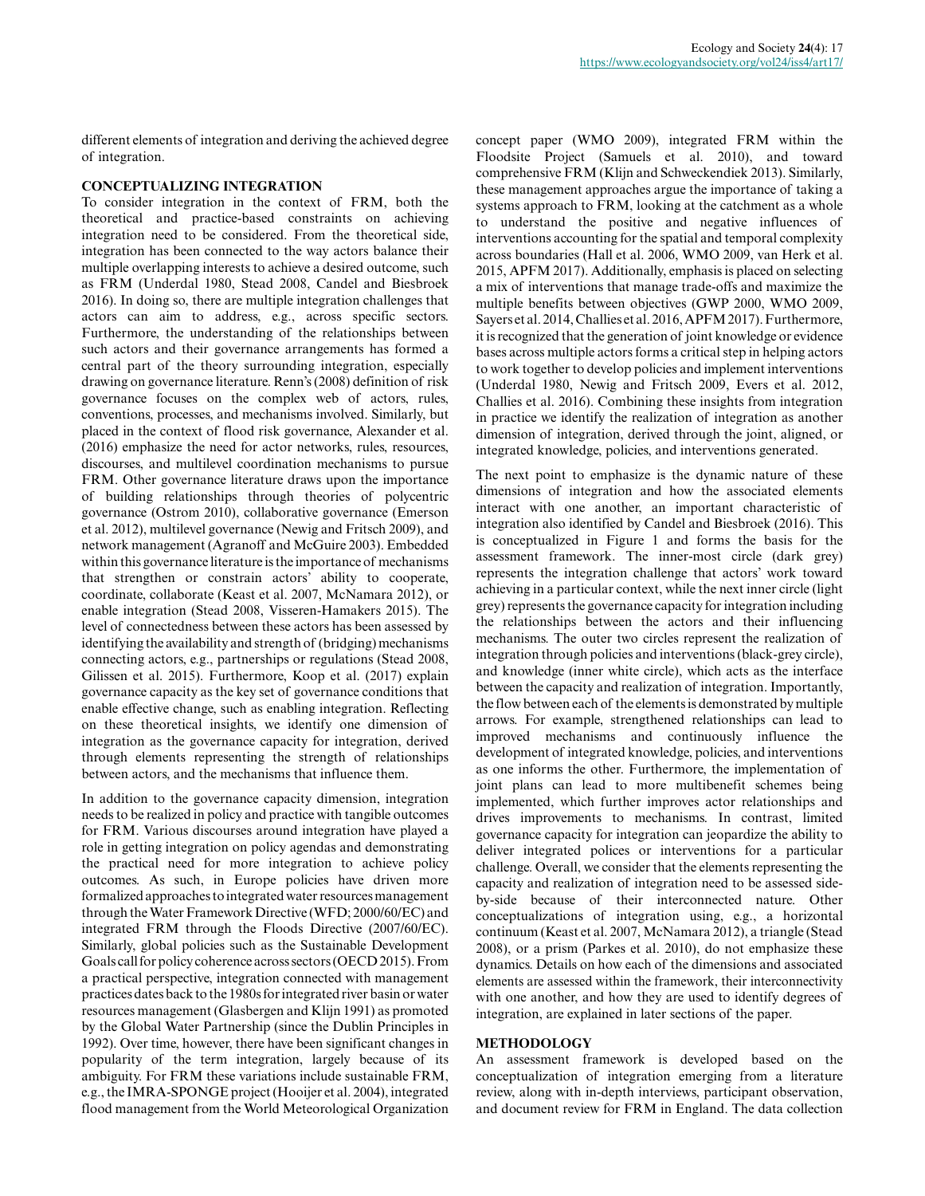different elements of integration and deriving the achieved degree of integration.

## CONCEPTUALIZING INTEGRATION

To consider integration in the context of FRM, both the theoretical and practice-based constraints on achieving integration need to be considered. From the theoretical side, integration has been connected to the way actors balance their multiple overlapping interests to achieve a desired outcome, such as FRM (Underdal 1980, Stead 2008, Candel and Biesbroek 2016). In doing so, there are multiple integration challenges that actors can aim to address, e.g., across specific sectors. Furthermore, the understanding of the relationships between such actors and their governance arrangements has formed a central part of the theory surrounding integration, especially drawing on governance literature. Renn's (2008) definition of risk governance focuses on the complex web of actors, rules, conventions, processes, and mechanisms involved. Similarly, but placed in the context of flood risk governance, Alexander et al. (2016) emphasize the need for actor networks, rules, resources, discourses, and multilevel coordination mechanisms to pursue FRM. Other governance literature draws upon the importance of building relationships through theories of polycentric governance (Ostrom 2010), collaborative governance (Emerson et al. 2012), multilevel governance (Newig and Fritsch 2009), and network management (Agranoff and McGuire 2003). Embedded within this governance literature is the importance of mechanisms that strengthen or constrain actors' ability to cooperate, coordinate, collaborate (Keast et al. 2007, McNamara 2012), or enable integration (Stead 2008, Visseren-Hamakers 2015). The level of connectedness between these actors has been assessed by identifying the availability and strength of (bridging) mechanisms connecting actors, e.g., partnerships or regulations (Stead 2008, Gilissen et al. 2015). Furthermore, Koop et al. (2017) explain governance capacity as the key set of governance conditions that enable effective change, such as enabling integration. Reflecting on these theoretical insights, we identify one dimension of integration as the governance capacity for integration, derived through elements representing the strength of relationships between actors, and the mechanisms that influence them.

In addition to the governance capacity dimension, integration needs to be realized in policy and practice with tangible outcomes for FRM. Various discourses around integration have played a role in getting integration on policy agendas and demonstrating the practical need for more integration to achieve policy outcomes. As such, in Europe policies have driven more formalized approaches to integrated water resources management through the Water Framework Directive (WFD; 2000/60/EC) and integrated FRM through the Floods Directive (2007/60/EC). Similarly, global policies such as the Sustainable Development Goals call for policy coherence across sectors (OECD 2015). From a practical perspective, integration connected with management practices dates back to the 1980s for integrated river basin or water resources management (Glasbergen and Klijn 1991) as promoted by the Global Water Partnership (since the Dublin Principles in 1992). Over time, however, there have been significant changes in popularity of the term integration, largely because of its ambiguity. For FRM these variations include sustainable FRM, e.g., the IMRA-SPONGE project (Hooijer et al. 2004), integrated flood management from the World Meteorological Organization concept paper (WMO 2009), integrated FRM within the Floodsite Project (Samuels et al. 2010), and toward comprehensive FRM (Klijn and Schweckendiek 2013). Similarly, these management approaches argue the importance of taking a systems approach to FRM, looking at the catchment as a whole to understand the positive and negative influences of interventions accounting for the spatial and temporal complexity across boundaries (Hall et al. 2006, WMO 2009, van Herk et al. 2015, APFM 2017). Additionally, emphasis is placed on selecting a mix of interventions that manage trade-offs and maximize the multiple benefits between objectives (GWP 2000, WMO 2009, Sayers et al. 2014, Challies et al. 2016, APFM 2017). Furthermore, it is recognized that the generation of joint knowledge or evidence bases across multiple actors forms a critical step in helping actors to work together to develop policies and implement interventions (Underdal 1980, Newig and Fritsch 2009, Evers et al. 2012, Challies et al. 2016). Combining these insights from integration in practice we identify the realization of integration as another dimension of integration, derived through the joint, aligned, or integrated knowledge, policies, and interventions generated.

The next point to emphasize is the dynamic nature of these dimensions of integration and how the associated elements interact with one another, an important characteristic of integration also identified by Candel and Biesbroek (2016). This is conceptualized in Figure 1 and forms the basis for the assessment framework. The inner-most circle (dark grey) represents the integration challenge that actors' work toward achieving in a particular context, while the next inner circle (light grey) represents the governance capacity for integration including the relationships between the actors and their influencing mechanisms. The outer two circles represent the realization of integration through policies and interventions (black-grey circle), and knowledge (inner white circle), which acts as the interface between the capacity and realization of integration. Importantly, the flow between each of the elements is demonstrated by multiple arrows. For example, strengthened relationships can lead to improved mechanisms and continuously influence the development of integrated knowledge, policies, and interventions as one informs the other. Furthermore, the implementation of joint plans can lead to more multibenefit schemes being implemented, which further improves actor relationships and drives improvements to mechanisms. In contrast, limited governance capacity for integration can jeopardize the ability to deliver integrated polices or interventions for a particular challenge. Overall, we consider that the elements representing the capacity and realization of integration need to be assessed side-by-side because of their interconnected nature. Other conceptualizations of integration using, e.g., a horizontal continuum (Keast et al. 2007, McNamara 2012), a triangle (Stead 2008), or a prism (Parkes et al. 2010), do not emphasize these dynamics. Details on how each of the dimensions and associated elements are assessed within the framework, their interconnectivity with one another, and how they are used to identify degrees of integration, are explained in later sections of the paper.

## METHODOLOGY

An assessment framework is developed based on the conceptualization of integration emerging from a literature review, along with in-depth interviews, participant observation, and document review for FRM in England. The data collection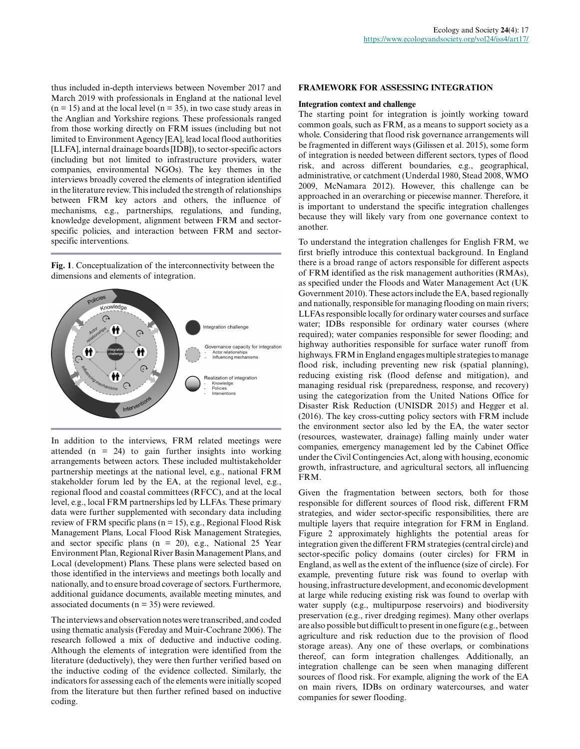thus included in-depth interviews between November 2017 and March 2019 with professionals in England at the national level (n = 15) and at the local level (n = 35), in two case study areas in the Anglian and Yorkshire regions. These professionals ranged from those working directly on FRM issues (including but not limited to Environment Agency [EA], lead local flood authorities [LLFA], internal drainage boards [IDB]), to sector-specific actors (including but not limited to infrastructure providers, water companies, environmental NGOs). The key themes in the interviews broadly covered the elements of integration identified in the literature review. This included the strength of relationships between FRM key actors and others, the influence of mechanisms, e.g., partnerships, regulations, and funding, knowledge development, alignment between FRM and sector-specific policies, and interaction between FRM and sector-specific interventions.

**Fig. 1**. Conceptualization of the interconnectivity between the dimensions and elements of integration.

Policies
Knowledge
Actor relationships
Integration challenge
Influencing mechanisms
Interventions

Integration challenge

Governance capacity for integration
- Actor relationships
- Influencing mechanisms

Realization of integration
- Knowledge
- Policies
- Interventions

In addition to the interviews, FRM related meetings were attended (n = 24) to gain further insights into working arrangements between actors. These included multistakeholder partnership meetings at the national level, e.g., national FRM stakeholder forum led by the EA, at the regional level, e.g., regional flood and coastal committees (RFCC), and at the local level, e.g., local FRM partnerships led by LLFAs. These primary data were further supplemented with secondary data including review of FRM specific plans (n = 15), e.g., Regional Flood Risk Management Plans, Local Flood Risk Management Strategies, and sector specific plans (n = 20), e.g., National 25 Year Environment Plan, Regional River Basin Management Plans, and Local (development) Plans. These plans were selected based on those identified in the interviews and meetings both locally and nationally, and to ensure broad coverage of sectors. Furthermore, additional guidance documents, available meeting minutes, and associated documents (n = 35) were reviewed.

The interviews and observation notes were transcribed, and coded using thematic analysis (Fereday and Muir-Cochrane 2006). The research followed a mix of deductive and inductive coding. Although the elements of integration were identified from the literature (deductively), they were then further verified based on the inductive coding of the evidence collected. Similarly, the indicators for assessing each of the elements were initially scoped from the literature but then further refined based on inductive coding.

## FRAMEWORK FOR ASSESSING INTEGRATION

### Integration context and challenge

The starting point for integration is jointly working toward common goals, such as FRM, as a means to support society as a whole. Considering that flood risk governance arrangements will be fragmented in different ways (Gilissen et al. 2015), some form of integration is needed between different sectors, types of flood risk, and across different boundaries, e.g., geographical, administrative, or catchment (Underdal 1980, Stead 2008, WMO 2009, McNamara 2012). However, this challenge can be approached in an overarching or piecewise manner. Therefore, it is important to understand the specific integration challenges because they will likely vary from one governance context to another.

To understand the integration challenges for English FRM, we first briefly introduce this contextual background. In England there is a broad range of actors responsible for different aspects of FRM identified as the risk management authorities (RMAs), as specified under the Floods and Water Management Act (UK Government 2010). These actors include the EA, based regionally and nationally, responsible for managing flooding on main rivers; LLFAs responsible locally for ordinary water courses and surface water; IDBs responsible for ordinary water courses (where required); water companies responsible for sewer flooding; and highway authorities responsible for surface water runoff from highways. FRM in England engages multiple strategies to manage flood risk, including preventing new risk (spatial planning), reducing existing risk (flood defense and mitigation), and managing residual risk (preparedness, response, and recovery) using the categorization from the United Nations Office for Disaster Risk Reduction (UNISDR 2015) and Hegger et al. (2016). The key cross-cutting policy sectors with FRM include the environment sector also led by the EA, the water sector (resources, wastewater, drainage) falling mainly under water companies, emergency management led by the Cabinet Office under the Civil Contingencies Act, along with housing, economic growth, infrastructure, and agricultural sectors, all influencing FRM.

Given the fragmentation between sectors, both for those responsible for different sources of flood risk, different FRM strategies, and wider sector-specific responsibilities, there are multiple layers that require integration for FRM in England. Figure 2 approximately highlights the potential areas for integration given the different FRM strategies (central circle) and sector-specific policy domains (outer circles) for FRM in England, as well as the extent of the influence (size of circle). For example, preventing future risk was found to overlap with housing, infrastructure development, and economic development at large while reducing existing risk was found to overlap with water supply (e.g., multipurpose reservoirs) and biodiversity preservation (e.g., river dredging regimes). Many other overlaps are also possible but difficult to present in one figure (e.g., between agriculture and risk reduction due to the provision of flood storage areas). Any one of these overlaps, or combinations thereof, can form integration challenges. Additionally, an integration challenge can be seen when managing different sources of flood risk. For example, aligning the work of the EA on main rivers, IDBs on ordinary watercourses, and water companies for sewer flooding.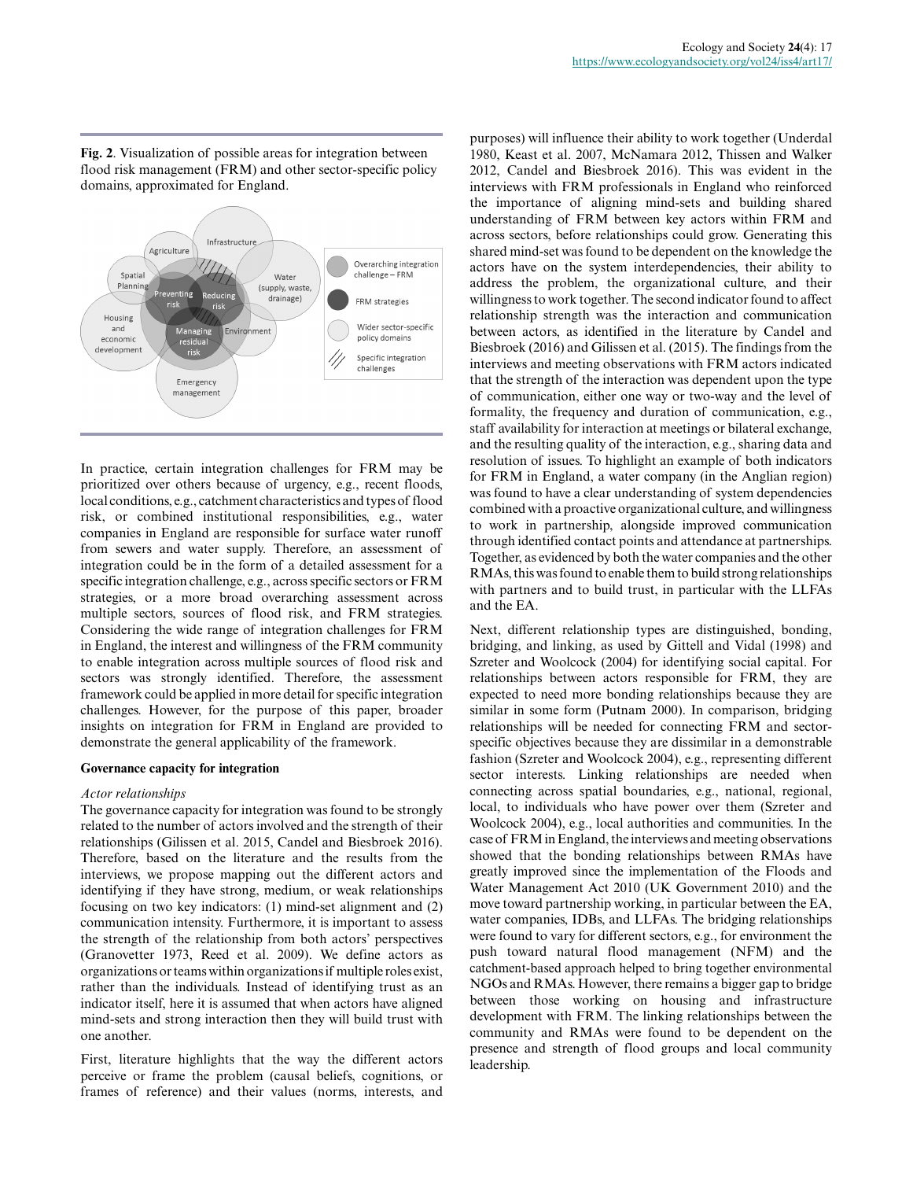**Fig. 2**. Visualization of possible areas for integration between flood risk management (FRM) and other sector-specific policy domains, approximated for England.

In practice, certain integration challenges for FRM may be prioritized over others because of urgency, e.g., recent floods, local conditions, e.g., catchment characteristics and types of flood risk, or combined institutional responsibilities, e.g., water companies in England are responsible for surface water runoff from sewers and water supply. Therefore, an assessment of integration could be in the form of a detailed assessment for a specific integration challenge, e.g., across specific sectors or FRM strategies, or a more broad overarching assessment across multiple sectors, sources of flood risk, and FRM strategies. Considering the wide range of integration challenges for FRM in England, the interest and willingness of the FRM community to enable integration across multiple sources of flood risk and sectors was strongly identified. Therefore, the assessment framework could be applied in more detail for specific integration challenges. However, for the purpose of this paper, broader insights on integration for FRM in England are provided to demonstrate the general applicability of the framework.

### Governance capacity for integration

#### *Actor relationships*

The governance capacity for integration was found to be strongly related to the number of actors involved and the strength of their relationships (Gilissen et al. 2015, Candel and Biesbroek 2016). Therefore, based on the literature and the results from the interviews, we propose mapping out the different actors and identifying if they have strong, medium, or weak relationships focusing on two key indicators: (1) mind-set alignment and (2) communication intensity. Furthermore, it is important to assess the strength of the relationship from both actors' perspectives (Granovetter 1973, Reed et al. 2009). We define actors as organizations or teams within organizations if multiple roles exist, rather than the individuals. Instead of identifying trust as an indicator itself, here it is assumed that when actors have aligned mind-sets and strong interaction then they will build trust with one another.

First, literature highlights that the way the different actors perceive or frame the problem (causal beliefs, cognitions, or frames of reference) and their values (norms, interests, and purposes) will influence their ability to work together (Underdal 1980, Keast et al. 2007, McNamara 2012, Thissen and Walker 2012, Candel and Biesbroek 2016). This was evident in the interviews with FRM professionals in England who reinforced the importance of aligning mind-sets and building shared understanding of FRM between key actors within FRM and across sectors, before relationships could grow. Generating this shared mind-set was found to be dependent on the knowledge the actors have on the system interdependencies, their ability to address the problem, the organizational culture, and their willingness to work together. The second indicator found to affect relationship strength was the interaction and communication between actors, as identified in the literature by Candel and Biesbroek (2016) and Gilissen et al. (2015). The findings from the interviews and meeting observations with FRM actors indicated that the strength of the interaction was dependent upon the type of communication, either one way or two-way and the level of formality, the frequency and duration of communication, e.g., staff availability for interaction at meetings or bilateral exchange, and the resulting quality of the interaction, e.g., sharing data and resolution of issues. To highlight an example of both indicators for FRM in England, a water company (in the Anglian region) was found to have a clear understanding of system dependencies combined with a proactive organizational culture, and willingness to work in partnership, alongside improved communication through identified contact points and attendance at partnerships. Together, as evidenced by both the water companies and the other RMAs, this was found to enable them to build strong relationships with partners and to build trust, in particular with the LLFAs and the EA.

Next, different relationship types are distinguished, bonding, bridging, and linking, as used by Gittell and Vidal (1998) and Szreter and Woolcock (2004) for identifying social capital. For relationships between actors responsible for FRM, they are expected to need more bonding relationships because they are similar in some form (Putnam 2000). In comparison, bridging relationships will be needed for connecting FRM and sector-specific objectives because they are dissimilar in a demonstrable fashion (Szreter and Woolcock 2004), e.g., representing different sector interests. Linking relationships are needed when connecting across spatial boundaries, e.g., national, regional, local, to individuals who have power over them (Szreter and Woolcock 2004), e.g., local authorities and communities. In the case of FRM in England, the interviews and meeting observations showed that the bonding relationships between RMAs have greatly improved since the implementation of the Floods and Water Management Act 2010 (UK Government 2010) and the move toward partnership working, in particular between the EA, water companies, IDBs, and LLFAs. The bridging relationships were found to vary for different sectors, e.g., for environment the push toward natural flood management (NFM) and the catchment-based approach helped to bring together environmental NGOs and RMAs. However, there remains a bigger gap to bridge between those working on housing and infrastructure development with FRM. The linking relationships between the community and RMAs were found to be dependent on the presence and strength of flood groups and local community leadership.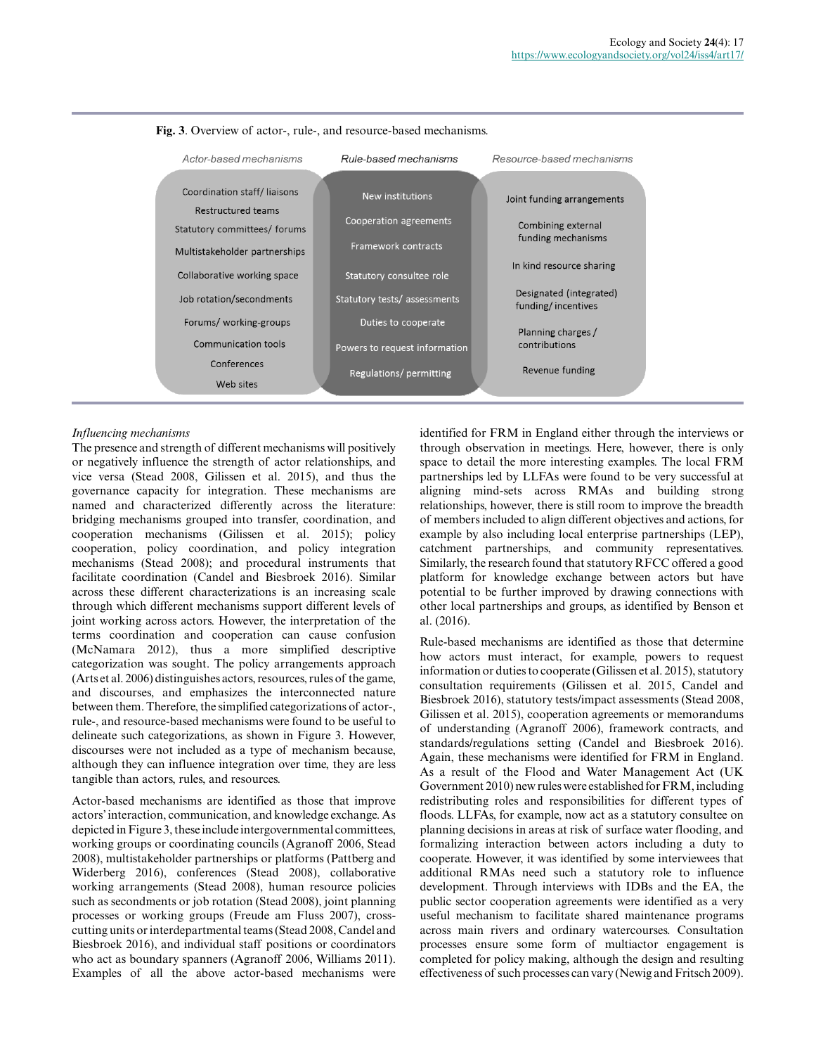**Fig. 3**. Overview of actor-, rule-, and resource-based mechanisms.

| *Actor-based mechanisms* | *Rule-based mechanisms* | *Resource-based mechanisms* |
|---|---|---|
| Coordination staff/ liaisons | New institutions | Joint funding arrangements |
| Restructured teams | Cooperation agreements | Combining external funding mechanisms |
| Statutory committees/ forums | Framework contracts | In kind resource sharing |
| Multistakeholder partnerships | Statutory consultee role | Designated (integrated) funding/ incentives |
| Collaborative working space | Statutory tests/ assessments | Planning charges / contributions |
| Job rotation/secondments | Duties to cooperate | Revenue funding |
| Forums/ working-groups | Powers to request information | |
| Communication tools | Regulations/ permitting | |
| Conferences | | |
| Web sites | | |

### *Influencing mechanisms*

The presence and strength of different mechanisms will positively or negatively influence the strength of actor relationships, and vice versa (Stead 2008, Gilissen et al. 2015), and thus the governance capacity for integration. These mechanisms are named and characterized differently across the literature: bridging mechanisms grouped into transfer, coordination, and cooperation mechanisms (Gilissen et al. 2015); policy cooperation, policy coordination, and policy integration mechanisms (Stead 2008); and procedural instruments that facilitate coordination (Candel and Biesbroek 2016). Similar across these different characterizations is an increasing scale through which different mechanisms support different levels of joint working across actors. However, the interpretation of the terms coordination and cooperation can cause confusion (McNamara 2012), thus a more simplified descriptive categorization was sought. The policy arrangements approach (Arts et al. 2006) distinguishes actors, resources, rules of the game, and discourses, and emphasizes the interconnected nature between them. Therefore, the simplified categorizations of actor-, rule-, and resource-based mechanisms were found to be useful to delineate such categorizations, as shown in Figure 3. However, discourses were not included as a type of mechanism because, although they can influence integration over time, they are less tangible than actors, rules, and resources.

Actor-based mechanisms are identified as those that improve actors' interaction, communication, and knowledge exchange. As depicted in Figure 3, these include intergovernmental committees, working groups or coordinating councils (Agranoff 2006, Stead 2008), multistakeholder partnerships or platforms (Pattberg and Widerberg 2016), conferences (Stead 2008), collaborative working arrangements (Stead 2008), human resource policies such as secondments or job rotation (Stead 2008), joint planning processes or working groups (Freude am Fluss 2007), cross-cutting units or interdepartmental teams (Stead 2008, Candel and Biesbroek 2016), and individual staff positions or coordinators who act as boundary spanners (Agranoff 2006, Williams 2011). Examples of all the above actor-based mechanisms were identified for FRM in England either through the interviews or through observation in meetings. Here, however, there is only space to detail the more interesting examples. The local FRM partnerships led by LLFAs were found to be very successful at aligning mind-sets across RMAs and building strong relationships, however, there is still room to improve the breadth of members included to align different objectives and actions, for example by also including local enterprise partnerships (LEP), catchment partnerships, and community representatives. Similarly, the research found that statutory RFCC offered a good platform for knowledge exchange between actors but have potential to be further improved by drawing connections with other local partnerships and groups, as identified by Benson et al. (2016).

Rule-based mechanisms are identified as those that determine how actors must interact, for example, powers to request information or duties to cooperate (Gilissen et al. 2015), statutory consultation requirements (Gilissen et al. 2015, Candel and Biesbroek 2016), statutory tests/impact assessments (Stead 2008, Gilissen et al. 2015), cooperation agreements or memorandums of understanding (Agranoff 2006), framework contracts, and standards/regulations setting (Candel and Biesbroek 2016). Again, these mechanisms were identified for FRM in England. As a result of the Flood and Water Management Act (UK Government 2010) new rules were established for FRM, including redistributing roles and responsibilities for different types of floods. LLFAs, for example, now act as a statutory consultee on planning decisions in areas at risk of surface water flooding, and formalizing interaction between actors including a duty to cooperate. However, it was identified by some interviewees that additional RMAs need such a statutory role to influence development. Through interviews with IDBs and the EA, the public sector cooperation agreements were identified as a very useful mechanism to facilitate shared maintenance programs across main rivers and ordinary watercourses. Consultation processes ensure some form of multiactor engagement is completed for policy making, although the design and resulting effectiveness of such processes can vary (Newig and Fritsch 2009).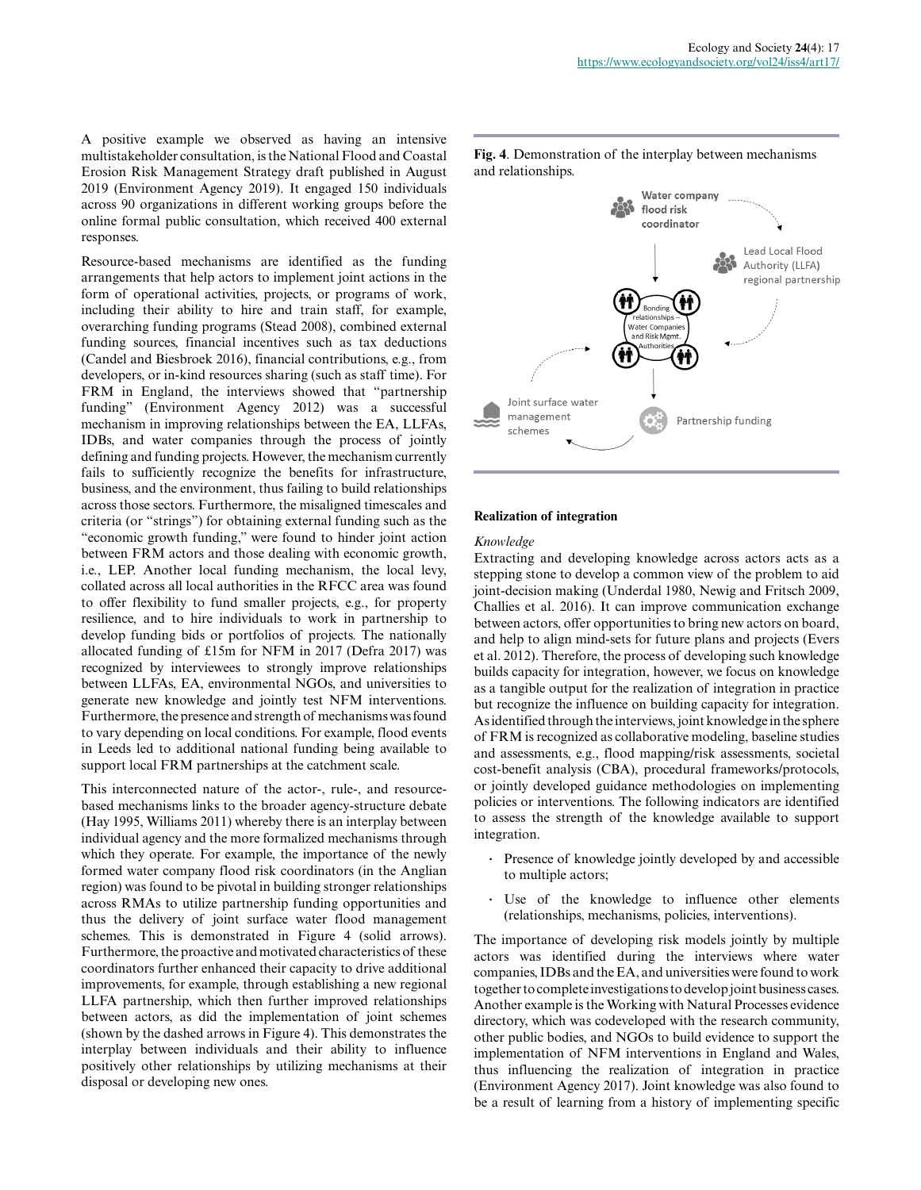A positive example we observed as having an intensive multistakeholder consultation, is the National Flood and Coastal Erosion Risk Management Strategy draft published in August 2019 (Environment Agency 2019). It engaged 150 individuals across 90 organizations in different working groups before the online formal public consultation, which received 400 external responses.

Resource-based mechanisms are identified as the funding arrangements that help actors to implement joint actions in the form of operational activities, projects, or programs of work, including their ability to hire and train staff, for example, overarching funding programs (Stead 2008), combined external funding sources, financial incentives such as tax deductions (Candel and Biesbroek 2016), financial contributions, e.g., from developers, or in-kind resources sharing (such as staff time). For FRM in England, the interviews showed that "partnership funding" (Environment Agency 2012) was a successful mechanism in improving relationships between the EA, LLFAs, IDBs, and water companies through the process of jointly defining and funding projects. However, the mechanism currently fails to sufficiently recognize the benefits for infrastructure, business, and the environment, thus failing to build relationships across those sectors. Furthermore, the misaligned timescales and criteria (or "strings") for obtaining external funding such as the "economic growth funding," were found to hinder joint action between FRM actors and those dealing with economic growth, i.e., LEP. Another local funding mechanism, the local levy, collated across all local authorities in the RFCC area was found to offer flexibility to fund smaller projects, e.g., for property resilience, and to hire individuals to work in partnership to develop funding bids or portfolios of projects. The nationally allocated funding of £15m for NFM in 2017 (Defra 2017) was recognized by interviewees to strongly improve relationships between LLFAs, EA, environmental NGOs, and universities to generate new knowledge and jointly test NFM interventions. Furthermore, the presence and strength of mechanisms was found to vary depending on local conditions. For example, flood events in Leeds led to additional national funding being available to support local FRM partnerships at the catchment scale.

This interconnected nature of the actor-, rule-, and resource-based mechanisms links to the broader agency-structure debate (Hay 1995, Williams 2011) whereby there is an interplay between individual agency and the more formalized mechanisms through which they operate. For example, the importance of the newly formed water company flood risk coordinators (in the Anglian region) was found to be pivotal in building stronger relationships across RMAs to utilize partnership funding opportunities and thus the delivery of joint surface water flood management schemes. This is demonstrated in Figure 4 (solid arrows). Furthermore, the proactive and motivated characteristics of these coordinators further enhanced their capacity to drive additional improvements, for example, through establishing a new regional LLFA partnership, which then further improved relationships between actors, as did the implementation of joint schemes (shown by the dashed arrows in Figure 4). This demonstrates the interplay between individuals and their ability to influence positively other relationships by utilizing mechanisms at their disposal or developing new ones.

**Fig. 4**. Demonstration of the interplay between mechanisms and relationships.

Water company flood risk coordinator

Lead Local Flood Authority (LLFA) regional partnership

Bonding relationships – Water Companies and Risk Mgmt. Authorities

Joint surface water management schemes

Partnership funding

### Realization of integration

*Knowledge*

Extracting and developing knowledge across actors acts as a stepping stone to develop a common view of the problem to aid joint-decision making (Underdal 1980, Newig and Fritsch 2009, Challies et al. 2016). It can improve communication exchange between actors, offer opportunities to bring new actors on board, and help to align mind-sets for future plans and projects (Evers et al. 2012). Therefore, the process of developing such knowledge builds capacity for integration, however, we focus on knowledge as a tangible output for the realization of integration in practice but recognize the influence on building capacity for integration. As identified through the interviews, joint knowledge in the sphere of FRM is recognized as collaborative modeling, baseline studies and assessments, e.g., flood mapping/risk assessments, societal cost-benefit analysis (CBA), procedural frameworks/protocols, or jointly developed guidance methodologies on implementing policies or interventions. The following indicators are identified to assess the strength of the knowledge available to support integration.

- Presence of knowledge jointly developed by and accessible to multiple actors;
- Use of the knowledge to influence other elements (relationships, mechanisms, policies, interventions).

The importance of developing risk models jointly by multiple actors was identified during the interviews where water companies, IDBs and the EA, and universities were found to work together to complete investigations to develop joint business cases. Another example is the Working with Natural Processes evidence directory, which was codeveloped with the research community, other public bodies, and NGOs to build evidence to support the implementation of NFM interventions in England and Wales, thus influencing the realization of integration in practice (Environment Agency 2017). Joint knowledge was also found to be a result of learning from a history of implementing specific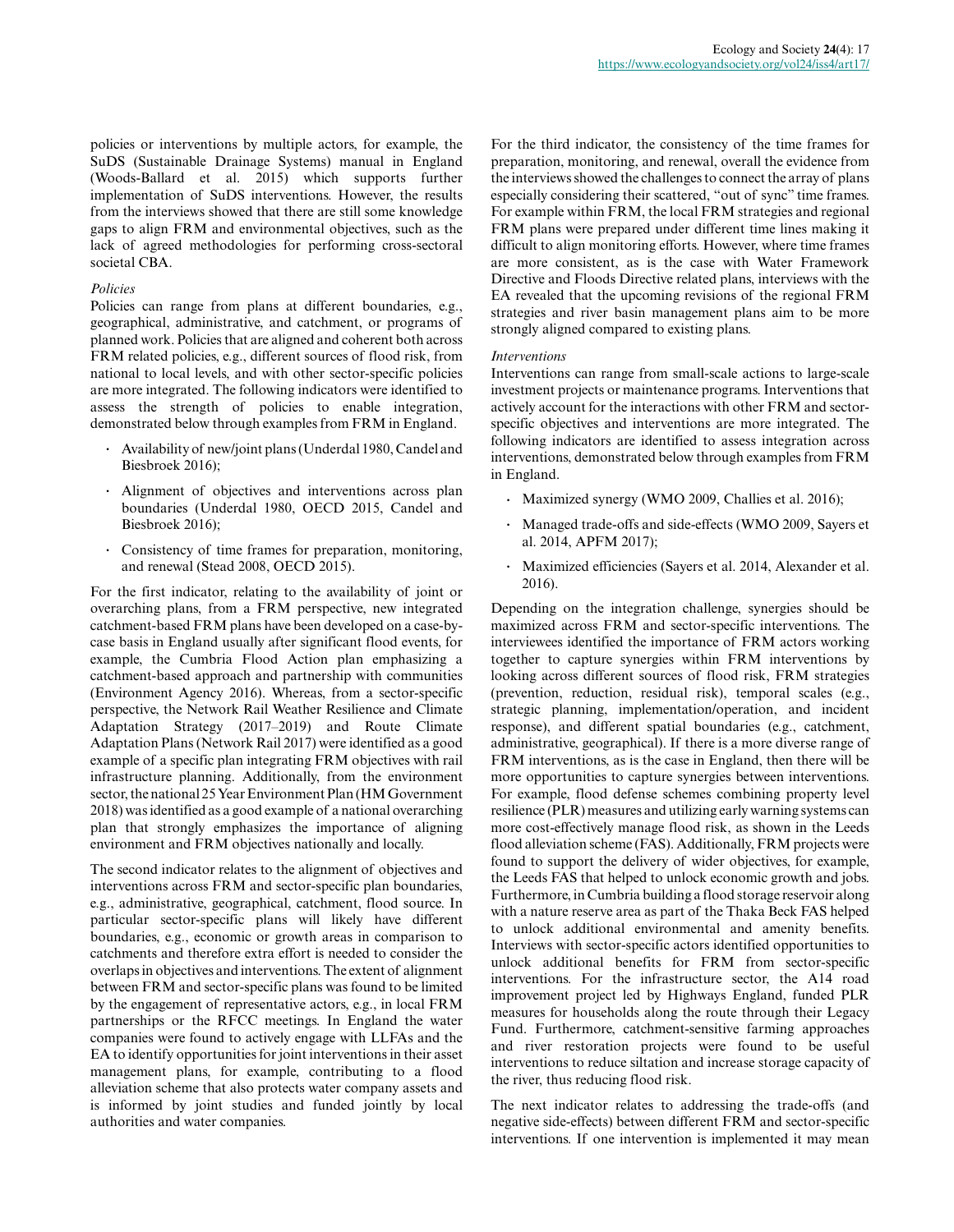policies or interventions by multiple actors, for example, the SuDS (Sustainable Drainage Systems) manual in England (Woods-Ballard et al. 2015) which supports further implementation of SuDS interventions. However, the results from the interviews showed that there are still some knowledge gaps to align FRM and environmental objectives, such as the lack of agreed methodologies for performing cross-sectoral societal CBA.

*Policies*

Policies can range from plans at different boundaries, e.g., geographical, administrative, and catchment, or programs of planned work. Policies that are aligned and coherent both across FRM related policies, e.g., different sources of flood risk, from national to local levels, and with other sector-specific policies are more integrated. The following indicators were identified to assess the strength of policies to enable integration, demonstrated below through examples from FRM in England.

- Availability of new/joint plans (Underdal 1980, Candel and Biesbroek 2016);
- Alignment of objectives and interventions across plan boundaries (Underdal 1980, OECD 2015, Candel and Biesbroek 2016);
- Consistency of time frames for preparation, monitoring, and renewal (Stead 2008, OECD 2015).

For the first indicator, relating to the availability of joint or overarching plans, from a FRM perspective, new integrated catchment-based FRM plans have been developed on a case-by-case basis in England usually after significant flood events, for example, the Cumbria Flood Action plan emphasizing a catchment-based approach and partnership with communities (Environment Agency 2016). Whereas, from a sector-specific perspective, the Network Rail Weather Resilience and Climate Adaptation Strategy (2017–2019) and Route Climate Adaptation Plans (Network Rail 2017) were identified as a good example of a specific plan integrating FRM objectives with rail infrastructure planning. Additionally, from the environment sector, the national 25 Year Environment Plan (HM Government 2018) was identified as a good example of a national overarching plan that strongly emphasizes the importance of aligning environment and FRM objectives nationally and locally.

The second indicator relates to the alignment of objectives and interventions across FRM and sector-specific plan boundaries, e.g., administrative, geographical, catchment, flood source. In particular sector-specific plans will likely have different boundaries, e.g., economic or growth areas in comparison to catchments and therefore extra effort is needed to consider the overlaps in objectives and interventions. The extent of alignment between FRM and sector-specific plans was found to be limited by the engagement of representative actors, e.g., in local FRM partnerships or the RFCC meetings. In England the water companies were found to actively engage with LLFAs and the EA to identify opportunities for joint interventions in their asset management plans, for example, contributing to a flood alleviation scheme that also protects water company assets and is informed by joint studies and funded jointly by local authorities and water companies.

For the third indicator, the consistency of the time frames for preparation, monitoring, and renewal, overall the evidence from the interviews showed the challenges to connect the array of plans especially considering their scattered, "out of sync" time frames. For example within FRM, the local FRM strategies and regional FRM plans were prepared under different time lines making it difficult to align monitoring efforts. However, where time frames are more consistent, as is the case with Water Framework Directive and Floods Directive related plans, interviews with the EA revealed that the upcoming revisions of the regional FRM strategies and river basin management plans aim to be more strongly aligned compared to existing plans.

*Interventions*

Interventions can range from small-scale actions to large-scale investment projects or maintenance programs. Interventions that actively account for the interactions with other FRM and sector-specific objectives and interventions are more integrated. The following indicators are identified to assess integration across interventions, demonstrated below through examples from FRM in England.

- Maximized synergy (WMO 2009, Challies et al. 2016);
- Managed trade-offs and side-effects (WMO 2009, Sayers et al. 2014, APFM 2017);
- Maximized efficiencies (Sayers et al. 2014, Alexander et al. 2016).

Depending on the integration challenge, synergies should be maximized across FRM and sector-specific interventions. The interviewees identified the importance of FRM actors working together to capture synergies within FRM interventions by looking across different sources of flood risk, FRM strategies (prevention, reduction, residual risk), temporal scales (e.g., strategic planning, implementation/operation, and incident response), and different spatial boundaries (e.g., catchment, administrative, geographical). If there is a more diverse range of FRM interventions, as is the case in England, then there will be more opportunities to capture synergies between interventions. For example, flood defense schemes combining property level resilience (PLR) measures and utilizing early warning systems can more cost-effectively manage flood risk, as shown in the Leeds flood alleviation scheme (FAS). Additionally, FRM projects were found to support the delivery of wider objectives, for example, the Leeds FAS that helped to unlock economic growth and jobs. Furthermore, in Cumbria building a flood storage reservoir along with a nature reserve area as part of the Thaka Beck FAS helped to unlock additional environmental and amenity benefits. Interviews with sector-specific actors identified opportunities to unlock additional benefits for FRM from sector-specific interventions. For the infrastructure sector, the A14 road improvement project led by Highways England, funded PLR measures for households along the route through their Legacy Fund. Furthermore, catchment-sensitive farming approaches and river restoration projects were found to be useful interventions to reduce siltation and increase storage capacity of the river, thus reducing flood risk.

The next indicator relates to addressing the trade-offs (and negative side-effects) between different FRM and sector-specific interventions. If one intervention is implemented it may mean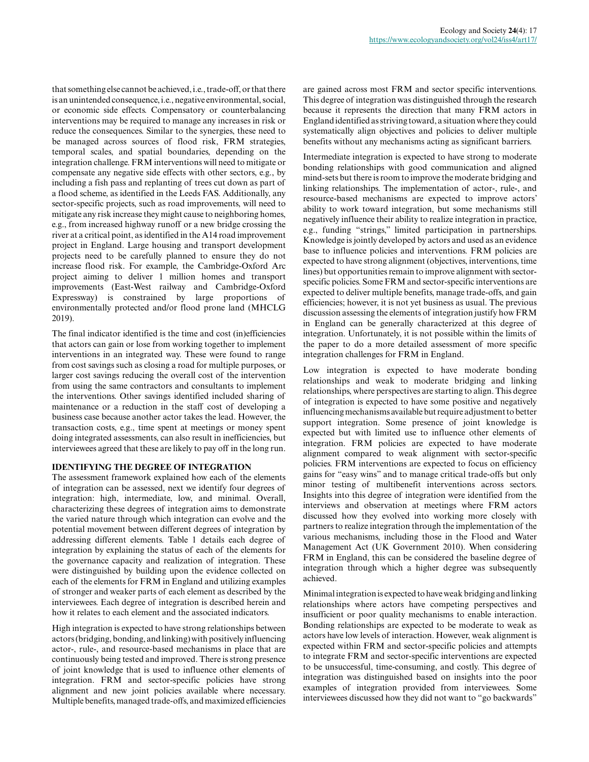that something else cannot be achieved, i.e., trade-off, or that there is an unintended consequence, i.e., negative environmental, social, or economic side effects. Compensatory or counterbalancing interventions may be required to manage any increases in risk or reduce the consequences. Similar to the synergies, these need to be managed across sources of flood risk, FRM strategies, temporal scales, and spatial boundaries, depending on the integration challenge. FRM interventions will need to mitigate or compensate any negative side effects with other sectors, e.g., by including a fish pass and replanting of trees cut down as part of a flood scheme, as identified in the Leeds FAS. Additionally, any sector-specific projects, such as road improvements, will need to mitigate any risk increase they might cause to neighboring homes, e.g., from increased highway runoff or a new bridge crossing the river at a critical point, as identified in the A14 road improvement project in England. Large housing and transport development projects need to be carefully planned to ensure they do not increase flood risk. For example, the Cambridge-Oxford Arc project aiming to deliver 1 million homes and transport improvements (East-West railway and Cambridge-Oxford Expressway) is constrained by large proportions of environmentally protected and/or flood prone land (MHCLG 2019).

The final indicator identified is the time and cost (in)efficiencies that actors can gain or lose from working together to implement interventions in an integrated way. These were found to range from cost savings such as closing a road for multiple purposes, or larger cost savings reducing the overall cost of the intervention from using the same contractors and consultants to implement the interventions. Other savings identified included sharing of maintenance or a reduction in the staff cost of developing a business case because another actor takes the lead. However, the transaction costs, e.g., time spent at meetings or money spent doing integrated assessments, can also result in inefficiencies, but interviewees agreed that these are likely to pay off in the long run.

## IDENTIFYING THE DEGREE OF INTEGRATION

The assessment framework explained how each of the elements of integration can be assessed, next we identify four degrees of integration: high, intermediate, low, and minimal. Overall, characterizing these degrees of integration aims to demonstrate the varied nature through which integration can evolve and the potential movement between different degrees of integration by addressing different elements. Table 1 details each degree of integration by explaining the status of each of the elements for the governance capacity and realization of integration. These were distinguished by building upon the evidence collected on each of the elements for FRM in England and utilizing examples of stronger and weaker parts of each element as described by the interviewees. Each degree of integration is described herein and how it relates to each element and the associated indicators.

High integration is expected to have strong relationships between actors (bridging, bonding, and linking) with positively influencing actor-, rule-, and resource-based mechanisms in place that are continuously being tested and improved. There is strong presence of joint knowledge that is used to influence other elements of integration. FRM and sector-specific policies have strong alignment and new joint policies available where necessary. Multiple benefits, managed trade-offs, and maximized efficiencies are gained across most FRM and sector specific interventions. This degree of integration was distinguished through the research because it represents the direction that many FRM actors in England identified as striving toward, a situation where they could systematically align objectives and policies to deliver multiple benefits without any mechanisms acting as significant barriers.

Intermediate integration is expected to have strong to moderate bonding relationships with good communication and aligned mind-sets but there is room to improve the moderate bridging and linking relationships. The implementation of actor-, rule-, and resource-based mechanisms are expected to improve actors' ability to work toward integration, but some mechanisms still negatively influence their ability to realize integration in practice, e.g., funding "strings," limited participation in partnerships. Knowledge is jointly developed by actors and used as an evidence base to influence policies and interventions. FRM policies are expected to have strong alignment (objectives, interventions, time lines) but opportunities remain to improve alignment with sector-specific policies. Some FRM and sector-specific interventions are expected to deliver multiple benefits, manage trade-offs, and gain efficiencies; however, it is not yet business as usual. The previous discussion assessing the elements of integration justify how FRM in England can be generally characterized at this degree of integration. Unfortunately, it is not possible within the limits of the paper to do a more detailed assessment of more specific integration challenges for FRM in England.

Low integration is expected to have moderate bonding relationships and weak to moderate bridging and linking relationships, where perspectives are starting to align. This degree of integration is expected to have some positive and negatively influencing mechanisms available but require adjustment to better support integration. Some presence of joint knowledge is expected but with limited use to influence other elements of integration. FRM policies are expected to have moderate alignment compared to weak alignment with sector-specific policies. FRM interventions are expected to focus on efficiency gains for "easy wins" and to manage critical trade-offs but only minor testing of multibenefit interventions across sectors. Insights into this degree of integration were identified from the interviews and observation at meetings where FRM actors discussed how they evolved into working more closely with partners to realize integration through the implementation of the various mechanisms, including those in the Flood and Water Management Act (UK Government 2010). When considering FRM in England, this can be considered the baseline degree of integration through which a higher degree was subsequently achieved.

Minimal integration is expected to have weak bridging and linking relationships where actors have competing perspectives and insufficient or poor quality mechanisms to enable interaction. Bonding relationships are expected to be moderate to weak as actors have low levels of interaction. However, weak alignment is expected within FRM and sector-specific policies and attempts to integrate FRM and sector-specific interventions are expected to be unsuccessful, time-consuming, and costly. This degree of integration was distinguished based on insights into the poor examples of integration provided from interviewees. Some interviewees discussed how they did not want to "go backwards"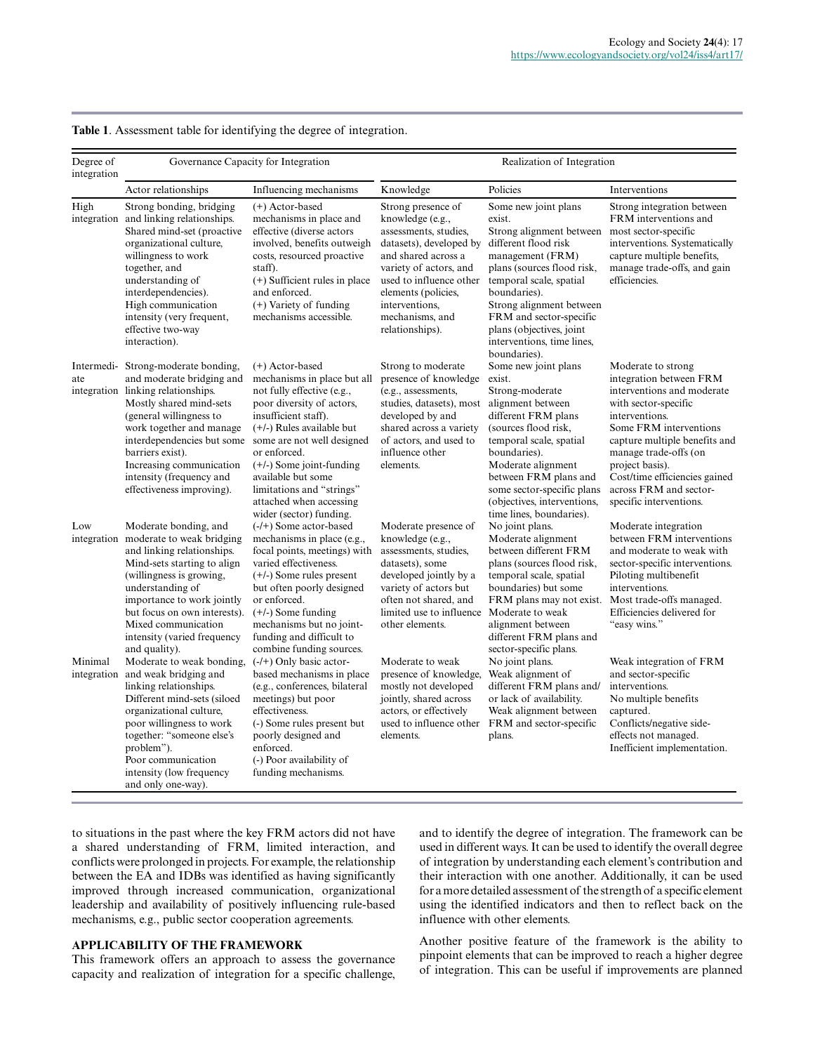**Table 1**. Assessment table for identifying the degree of integration.

| Degree of integration | Governance Capacity for Integration | | Realization of Integration | | |
|---|---|---|---|---|---|
| | Actor relationships | Influencing mechanisms | Knowledge | Policies | Interventions |
| High integration | Strong bonding, bridging and linking relationships. Shared mind-set (proactive organizational culture, willingness to work together, and understanding of interdependencies). High communication intensity (very frequent, effective two-way interaction). | (+) Actor-based mechanisms in place and effective (diverse actors involved, benefits outweigh costs, resourced proactive staff). (+) Sufficient rules in place and enforced. (+) Variety of funding mechanisms accessible. | Strong presence of knowledge (e.g., assessments, studies, datasets), developed by and shared across a variety of actors, and used to influence other elements (policies, interventions, mechanisms, and relationships). | Some new joint plans exist. Strong alignment between different flood risk management (FRM) plans (sources flood risk, temporal scale, spatial boundaries). Strong alignment between FRM and sector-specific plans (objectives, joint interventions, time lines, boundaries). | Strong integration between FRM interventions and most sector-specific interventions. Systematically capture multiple benefits, manage trade-offs, and gain efficiencies. |
| Intermediate integration | Strong-moderate bonding, and moderate bridging and linking relationships. Mostly shared mind-sets (general willingness to work together and manage interdependencies but some barriers exist). Increasing communication intensity (frequency and effectiveness improving). | (+) Actor-based mechanisms in place but all not fully effective (e.g., poor diversity of actors, insufficient staff). (+/-) Rules available but some are not well designed or enforced. (+/-) Some joint-funding available but some limitations and "strings" attached when accessing wider (sector) funding. | Strong to moderate presence of knowledge (e.g., assessments, studies, datasets), most developed by and shared across a variety of actors, and used to influence other elements. | Some new joint plans exist. Strong-moderate alignment between different FRM plans (sources flood risk, temporal scale, spatial boundaries). Moderate alignment between FRM plans and some sector-specific plans (objectives, interventions, time lines, boundaries). | Moderate to strong integration between FRM interventions and moderate with sector-specific interventions. Some FRM interventions capture multiple benefits and manage trade-offs (on project basis). Cost/time efficiencies gained across FRM and sector-specific interventions. |
| Low integration | Moderate bonding, and moderate to weak bridging and linking relationships. Mind-sets starting to align (willingness is growing, understanding of importance to work jointly but focus on own interests). Mixed communication intensity (varied frequency and quality). | (-/+) Some actor-based mechanisms in place (e.g., focal points, meetings) with varied effectiveness. (+/-) Some rules present but often poorly designed or enforced. (+/-) Some funding mechanisms but no joint-funding and difficult to combine funding sources. | Moderate presence of knowledge (e.g., assessments, studies, datasets), some developed jointly by a variety of actors but often not shared, and limited use to influence other elements. | No joint plans. Moderate alignment between different FRM plans (sources flood risk, temporal scale, spatial boundaries) but some FRM plans may not exist. Moderate to weak alignment between different FRM plans and sector-specific plans. | Moderate integration between FRM interventions and moderate to weak with sector-specific interventions. Piloting multibenefit interventions. Most trade-offs managed. Efficiencies delivered for "easy wins." |
| Minimal integration | Moderate to weak bonding, and weak bridging and linking relationships. Different mind-sets (siloed organizational culture, poor willingness to work together: "someone else's problem"). Poor communication intensity (low frequency and only one-way). | (-/+) Only basic actor-based mechanisms in place (e.g., conferences, bilateral meetings) but poor effectiveness. (-) Some rules present but poorly designed and enforced. (-) Poor availability of funding mechanisms. | Moderate to weak presence of knowledge, mostly not developed jointly, shared across actors, or effectively used to influence other elements. | No joint plans. Weak alignment of different FRM plans and/or lack of availability. Weak alignment between FRM and sector-specific plans. | Weak integration of FRM and sector-specific interventions. No multiple benefits captured. Conflicts/negative side-effects not managed. Inefficient implementation. |

to situations in the past where the key FRM actors did not have a shared understanding of FRM, limited interaction, and conflicts were prolonged in projects. For example, the relationship between the EA and IDBs was identified as having significantly improved through increased communication, organizational leadership and availability of positively influencing rule-based mechanisms, e.g., public sector cooperation agreements.

## APPLICABILITY OF THE FRAMEWORK

This framework offers an approach to assess the governance capacity and realization of integration for a specific challenge, and to identify the degree of integration. The framework can be used in different ways. It can be used to identify the overall degree of integration by understanding each element's contribution and their interaction with one another. Additionally, it can be used for a more detailed assessment of the strength of a specific element using the identified indicators and then to reflect back on the influence with other elements.

Another positive feature of the framework is the ability to pinpoint elements that can be improved to reach a higher degree of integration. This can be useful if improvements are planned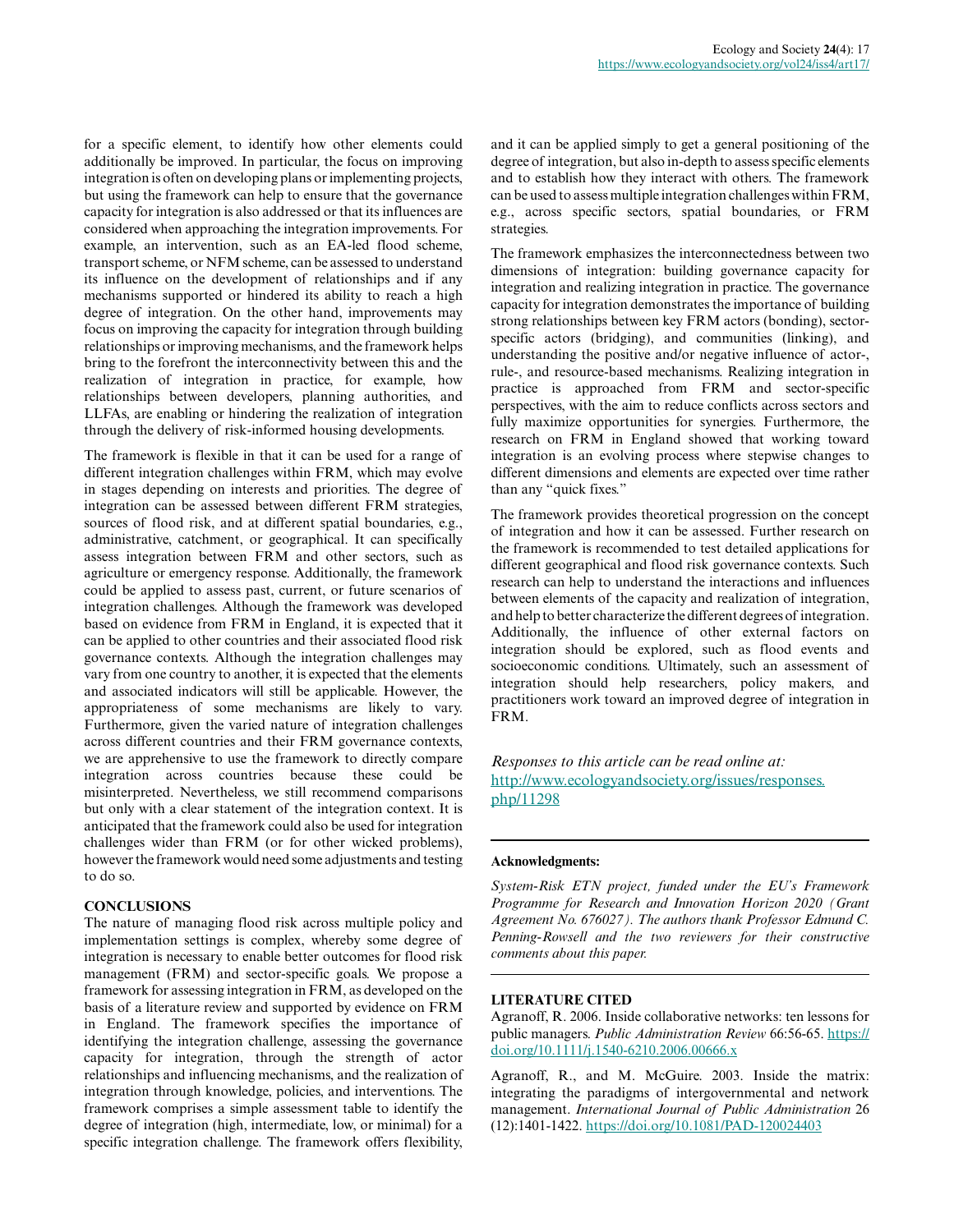for a specific element, to identify how other elements could additionally be improved. In particular, the focus on improving integration is often on developing plans or implementing projects, but using the framework can help to ensure that the governance capacity for integration is also addressed or that its influences are considered when approaching the integration improvements. For example, an intervention, such as an EA-led flood scheme, transport scheme, or NFM scheme, can be assessed to understand its influence on the development of relationships and if any mechanisms supported or hindered its ability to reach a high degree of integration. On the other hand, improvements may focus on improving the capacity for integration through building relationships or improving mechanisms, and the framework helps bring to the forefront the interconnectivity between this and the realization of integration in practice, for example, how relationships between developers, planning authorities, and LLFAs, are enabling or hindering the realization of integration through the delivery of risk-informed housing developments.

The framework is flexible in that it can be used for a range of different integration challenges within FRM, which may evolve in stages depending on interests and priorities. The degree of integration can be assessed between different FRM strategies, sources of flood risk, and at different spatial boundaries, e.g., administrative, catchment, or geographical. It can specifically assess integration between FRM and other sectors, such as agriculture or emergency response. Additionally, the framework could be applied to assess past, current, or future scenarios of integration challenges. Although the framework was developed based on evidence from FRM in England, it is expected that it can be applied to other countries and their associated flood risk governance contexts. Although the integration challenges may vary from one country to another, it is expected that the elements and associated indicators will still be applicable. However, the appropriateness of some mechanisms are likely to vary. Furthermore, given the varied nature of integration challenges across different countries and their FRM governance contexts, we are apprehensive to use the framework to directly compare integration across countries because these could be misinterpreted. Nevertheless, we still recommend comparisons but only with a clear statement of the integration context. It is anticipated that the framework could also be used for integration challenges wider than FRM (or for other wicked problems), however the framework would need some adjustments and testing to do so.

## CONCLUSIONS

The nature of managing flood risk across multiple policy and implementation settings is complex, whereby some degree of integration is necessary to enable better outcomes for flood risk management (FRM) and sector-specific goals. We propose a framework for assessing integration in FRM, as developed on the basis of a literature review and supported by evidence on FRM in England. The framework specifies the importance of identifying the integration challenge, assessing the governance capacity for integration, through the strength of actor relationships and influencing mechanisms, and the realization of integration through knowledge, policies, and interventions. The framework comprises a simple assessment table to identify the degree of integration (high, intermediate, low, or minimal) for a specific integration challenge. The framework offers flexibility, and it can be applied simply to get a general positioning of the degree of integration, but also in-depth to assess specific elements and to establish how they interact with others. The framework can be used to assess multiple integration challenges within FRM, e.g., across specific sectors, spatial boundaries, or FRM strategies.

The framework emphasizes the interconnectedness between two dimensions of integration: building governance capacity for integration and realizing integration in practice. The governance capacity for integration demonstrates the importance of building strong relationships between key FRM actors (bonding), sector-specific actors (bridging), and communities (linking), and understanding the positive and/or negative influence of actor-, rule-, and resource-based mechanisms. Realizing integration in practice is approached from FRM and sector-specific perspectives, with the aim to reduce conflicts across sectors and fully maximize opportunities for synergies. Furthermore, the research on FRM in England showed that working toward integration is an evolving process where stepwise changes to different dimensions and elements are expected over time rather than any "quick fixes."

The framework provides theoretical progression on the concept of integration and how it can be assessed. Further research on the framework is recommended to test detailed applications for different geographical and flood risk governance contexts. Such research can help to understand the interactions and influences between elements of the capacity and realization of integration, and help to better characterize the different degrees of integration. Additionally, the influence of other external factors on integration should be explored, such as flood events and socioeconomic conditions. Ultimately, such an assessment of integration should help researchers, policy makers, and practitioners work toward an improved degree of integration in FRM.

*Responses to this article can be read online at:*
[http://www.ecologyandsociety.org/issues/responses.php/11298](http://www.ecologyandsociety.org/issues/responses.php/11298)

---

**Acknowledgments:**

*System-Risk ETN project, funded under the EU's Framework Programme for Research and Innovation Horizon 2020 (Grant Agreement No. 676027). The authors thank Professor Edmund C. Penning-Rowsell and the two reviewers for their constructive comments about this paper.*

---

## LITERATURE CITED

Agranoff, R. 2006. Inside collaborative networks: ten lessons for public managers. *Public Administration Review* 66:56-65. [https://doi.org/10.1111/j.1540-6210.2006.00666.x](https://doi.org/10.1111/j.1540-6210.2006.00666.x)

Agranoff, R., and M. McGuire. 2003. Inside the matrix: integrating the paradigms of intergovernmental and network management. *International Journal of Public Administration* 26 (12):1401-1422. [https://doi.org/10.1081/PAD-120024403](https://doi.org/10.1081/PAD-120024403)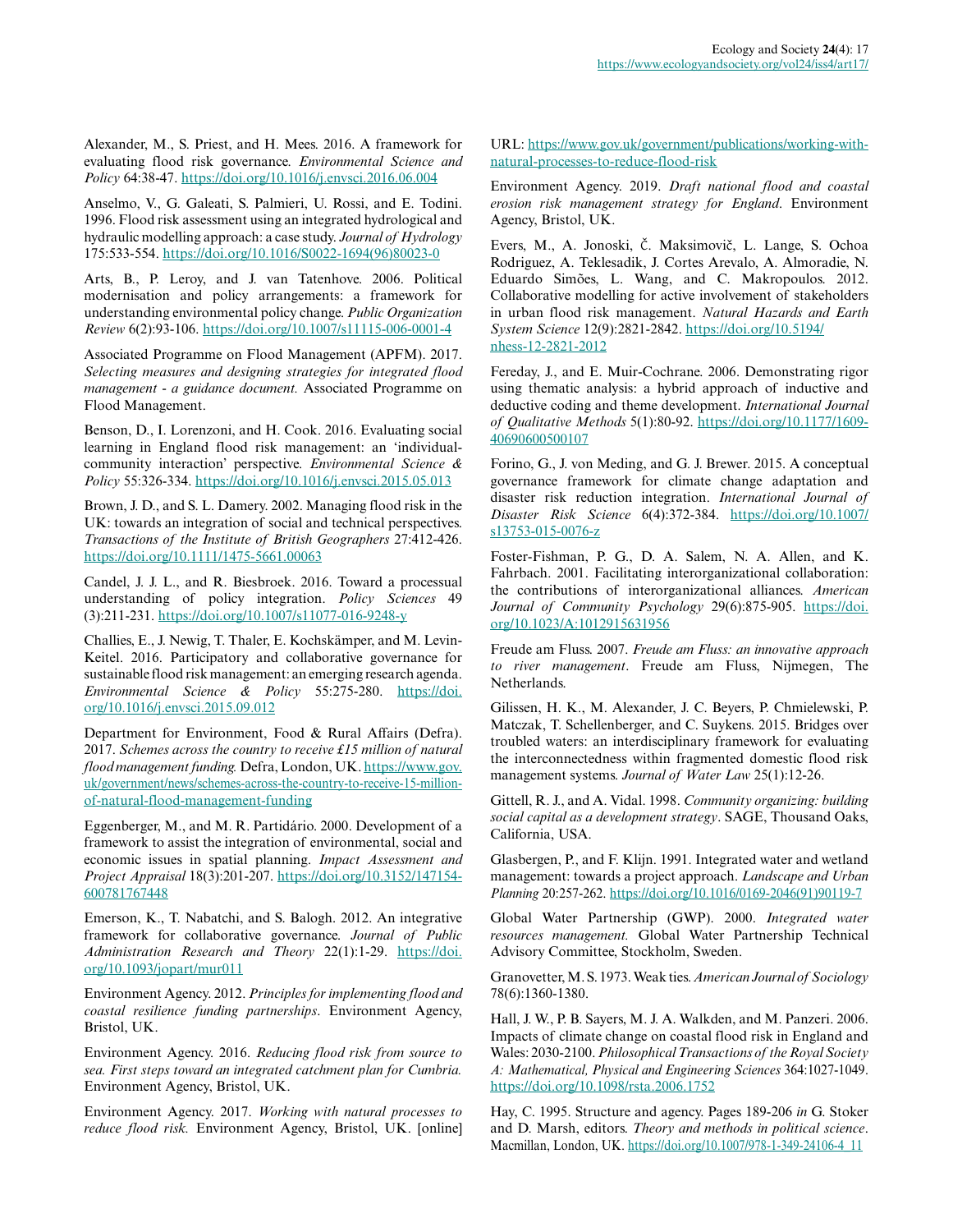Alexander, M., S. Priest, and H. Mees. 2016. A framework for evaluating flood risk governance. *Environmental Science and Policy* 64:38-47. https://doi.org/10.1016/j.envsci.2016.06.004

Anselmo, V., G. Galeati, S. Palmieri, U. Rossi, and E. Todini. 1996. Flood risk assessment using an integrated hydrological and hydraulic modelling approach: a case study. *Journal of Hydrology* 175:533-554. https://doi.org/10.1016/S0022-1694(96)80023-0

Arts, B., P. Leroy, and J. van Tatenhove. 2006. Political modernisation and policy arrangements: a framework for understanding environmental policy change. *Public Organization Review* 6(2):93-106. https://doi.org/10.1007/s11115-006-0001-4

Associated Programme on Flood Management (APFM). 2017. *Selecting measures and designing strategies for integrated flood management - a guidance document.* Associated Programme on Flood Management.

Benson, D., I. Lorenzoni, and H. Cook. 2016. Evaluating social learning in England flood risk management: an 'individual-community interaction' perspective. *Environmental Science & Policy* 55:326-334. https://doi.org/10.1016/j.envsci.2015.05.013

Brown, J. D., and S. L. Damery. 2002. Managing flood risk in the UK: towards an integration of social and technical perspectives. *Transactions of the Institute of British Geographers* 27:412-426. https://doi.org/10.1111/1475-5661.00063

Candel, J. J. L., and R. Biesbroek. 2016. Toward a processual understanding of policy integration. *Policy Sciences* 49 (3):211-231. https://doi.org/10.1007/s11077-016-9248-y

Challies, E., J. Newig, T. Thaler, E. Kochskämper, and M. Levin-Keitel. 2016. Participatory and collaborative governance for sustainable flood risk management: an emerging research agenda. *Environmental Science & Policy* 55:275-280. https://doi.org/10.1016/j.envsci.2015.09.012

Department for Environment, Food & Rural Affairs (Defra). 2017. *Schemes across the country to receive £15 million of natural flood management funding.* Defra, London, UK. https://www.gov.uk/government/news/schemes-across-the-country-to-receive-15-million-of-natural-flood-management-funding

Eggenberger, M., and M. R. Partidário. 2000. Development of a framework to assist the integration of environmental, social and economic issues in spatial planning. *Impact Assessment and Project Appraisal* 18(3):201-207. https://doi.org/10.3152/147154600781767448

Emerson, K., T. Nabatchi, and S. Balogh. 2012. An integrative framework for collaborative governance. *Journal of Public Administration Research and Theory* 22(1):1-29. https://doi.org/10.1093/jopart/mur011

Environment Agency. 2012. *Principles for implementing flood and coastal resilience funding partnerships*. Environment Agency, Bristol, UK.

Environment Agency. 2016. *Reducing flood risk from source to sea. First steps toward an integrated catchment plan for Cumbria.* Environment Agency, Bristol, UK.

Environment Agency. 2017. *Working with natural processes to reduce flood risk.* Environment Agency, Bristol, UK. [online] URL: https://www.gov.uk/government/publications/working-with-natural-processes-to-reduce-flood-risk

Environment Agency. 2019. *Draft national flood and coastal erosion risk management strategy for England*. Environment Agency, Bristol, UK.

Evers, M., A. Jonoski, Č. Maksimovič, L. Lange, S. Ochoa Rodriguez, A. Teklesadik, J. Cortes Arevalo, A. Almoradie, N. Eduardo Simões, L. Wang, and C. Makropoulos. 2012. Collaborative modelling for active involvement of stakeholders in urban flood risk management. *Natural Hazards and Earth System Science* 12(9):2821-2842. https://doi.org/10.5194/nhess-12-2821-2012

Fereday, J., and E. Muir-Cochrane. 2006. Demonstrating rigor using thematic analysis: a hybrid approach of inductive and deductive coding and theme development. *International Journal of Qualitative Methods* 5(1):80-92. https://doi.org/10.1177/160940690600500107

Forino, G., J. von Meding, and G. J. Brewer. 2015. A conceptual governance framework for climate change adaptation and disaster risk reduction integration. *International Journal of Disaster Risk Science* 6(4):372-384. https://doi.org/10.1007/s13753-015-0076-z

Foster-Fishman, P. G., D. A. Salem, N. A. Allen, and K. Fahrbach. 2001. Facilitating interorganizational collaboration: the contributions of interorganizational alliances. *American Journal of Community Psychology* 29(6):875-905. https://doi.org/10.1023/A:1012915631956

Freude am Fluss. 2007. *Freude am Fluss: an innovative approach to river management*. Freude am Fluss, Nijmegen, The Netherlands.

Gilissen, H. K., M. Alexander, J. C. Beyers, P. Chmielewski, P. Matczak, T. Schellenberger, and C. Suykens. 2015. Bridges over troubled waters: an interdisciplinary framework for evaluating the interconnectedness within fragmented domestic flood risk management systems. *Journal of Water Law* 25(1):12-26.

Gittell, R. J., and A. Vidal. 1998. *Community organizing: building social capital as a development strategy*. SAGE, Thousand Oaks, California, USA.

Glasbergen, P., and F. Klijn. 1991. Integrated water and wetland management: towards a project approach. *Landscape and Urban Planning* 20:257-262. https://doi.org/10.1016/0169-2046(91)90119-7

Global Water Partnership (GWP). 2000. *Integrated water resources management.* Global Water Partnership Technical Advisory Committee, Stockholm, Sweden.

Granovetter, M. S. 1973. Weak ties. *American Journal of Sociology* 78(6):1360-1380.

Hall, J. W., P. B. Sayers, M. J. A. Walkden, and M. Panzeri. 2006. Impacts of climate change on coastal flood risk in England and Wales: 2030-2100. *Philosophical Transactions of the Royal Society A: Mathematical, Physical and Engineering Sciences* 364:1027-1049. https://doi.org/10.1098/rsta.2006.1752

Hay, C. 1995. Structure and agency. Pages 189-206 *in* G. Stoker and D. Marsh, editors. *Theory and methods in political science*. Macmillan, London, UK. https://doi.org/10.1007/978-1-349-24106-4_11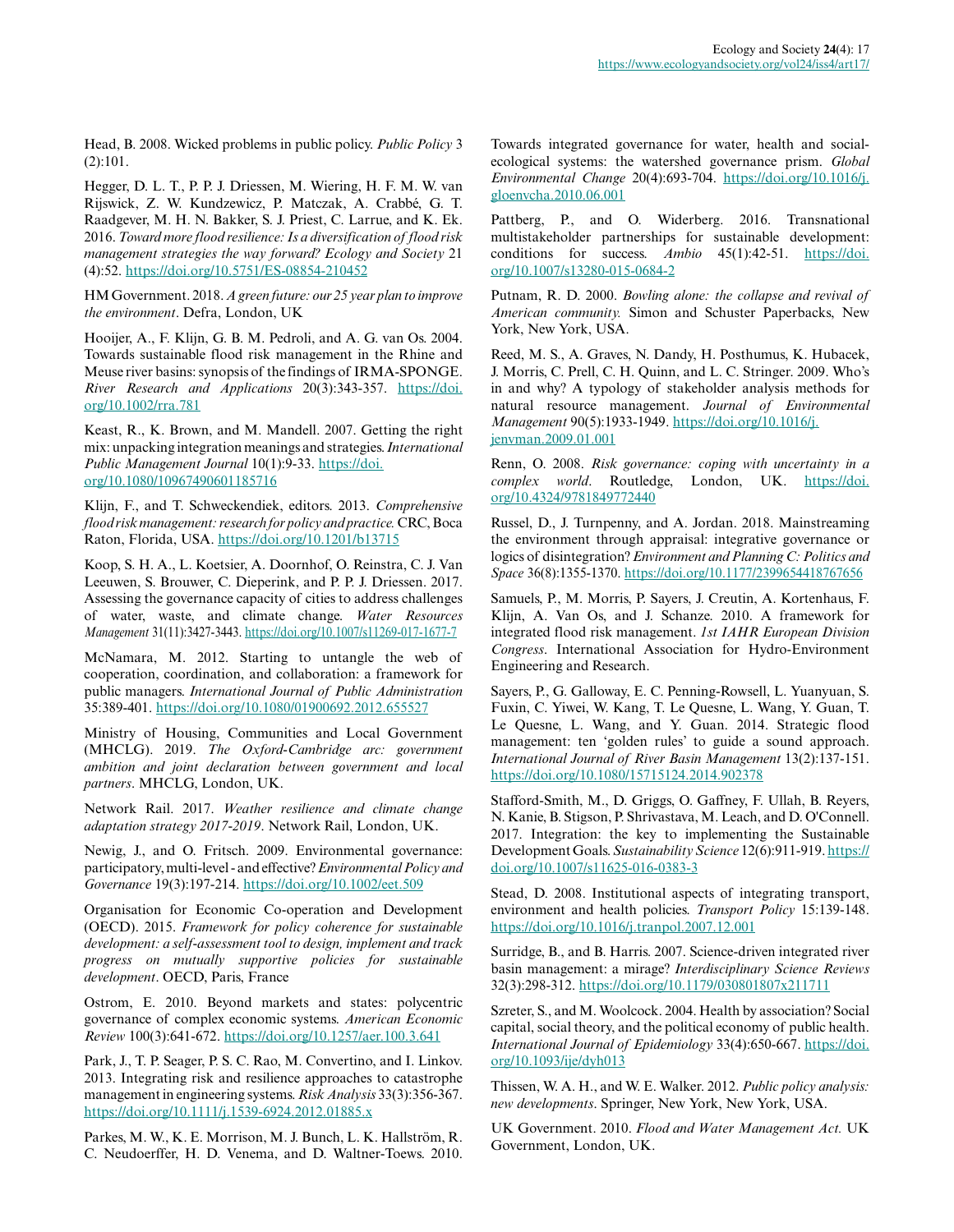Head, B. 2008. Wicked problems in public policy. *Public Policy* 3 (2):101.

Hegger, D. L. T., P. P. J. Driessen, M. Wiering, H. F. M. W. van Rijswick, Z. W. Kundzewicz, P. Matczak, A. Crabbé, G. T. Raadgever, M. H. N. Bakker, S. J. Priest, C. Larrue, and K. Ek. 2016. *Toward more flood resilience: Is a diversification of flood risk management strategies the way forward? Ecology and Society* 21 (4):52. https://doi.org/10.5751/ES-08854-210452

HM Government. 2018. *A green future: our 25 year plan to improve the environment*. Defra, London, UK

Hooijer, A., F. Klijn, G. B. M. Pedroli, and A. G. van Os. 2004. Towards sustainable flood risk management in the Rhine and Meuse river basins: synopsis of the findings of IRMA-SPONGE. *River Research and Applications* 20(3):343-357. https://doi.org/10.1002/rra.781

Keast, R., K. Brown, and M. Mandell. 2007. Getting the right mix: unpacking integration meanings and strategies. *International Public Management Journal* 10(1):9-33. https://doi.org/10.1080/10967490601185716

Klijn, F., and T. Schweckendiek, editors. 2013. *Comprehensive flood risk management: research for policy and practice.* CRC, Boca Raton, Florida, USA. https://doi.org/10.1201/b13715

Koop, S. H. A., L. Koetsier, A. Doornhof, O. Reinstra, C. J. Van Leeuwen, S. Brouwer, C. Dieperink, and P. P. J. Driessen. 2017. Assessing the governance capacity of cities to address challenges of water, waste, and climate change. *Water Resources Management* 31(11):3427-3443. https://doi.org/10.1007/s11269-017-1677-7

McNamara, M. 2012. Starting to untangle the web of cooperation, coordination, and collaboration: a framework for public managers. *International Journal of Public Administration* 35:389-401. https://doi.org/10.1080/01900692.2012.655527

Ministry of Housing, Communities and Local Government (MHCLG). 2019. *The Oxford-Cambridge arc: government ambition and joint declaration between government and local partners*. MHCLG, London, UK.

Network Rail. 2017. *Weather resilience and climate change adaptation strategy 2017-2019*. Network Rail, London, UK.

Newig, J., and O. Fritsch. 2009. Environmental governance: participatory, multi-level - and effective? *Environmental Policy and Governance* 19(3):197-214. https://doi.org/10.1002/eet.509

Organisation for Economic Co-operation and Development (OECD). 2015. *Framework for policy coherence for sustainable development: a self-assessment tool to design, implement and track progress on mutually supportive policies for sustainable development*. OECD, Paris, France

Ostrom, E. 2010. Beyond markets and states: polycentric governance of complex economic systems. *American Economic Review* 100(3):641-672. https://doi.org/10.1257/aer.100.3.641

Park, J., T. P. Seager, P. S. C. Rao, M. Convertino, and I. Linkov. 2013. Integrating risk and resilience approaches to catastrophe management in engineering systems. *Risk Analysis* 33(3):356-367. https://doi.org/10.1111/j.1539-6924.2012.01885.x

Parkes, M. W., K. E. Morrison, M. J. Bunch, L. K. Hallström, R. C. Neudoerffer, H. D. Venema, and D. Waltner-Toews. 2010. Towards integrated governance for water, health and social-ecological systems: the watershed governance prism. *Global Environmental Change* 20(4):693-704. https://doi.org/10.1016/j.gloenvcha.2010.06.001

Pattberg, P., and O. Widerberg. 2016. Transnational multistakeholder partnerships for sustainable development: conditions for success. *Ambio* 45(1):42-51. https://doi.org/10.1007/s13280-015-0684-2

Putnam, R. D. 2000. *Bowling alone: the collapse and revival of American community.* Simon and Schuster Paperbacks, New York, New York, USA.

Reed, M. S., A. Graves, N. Dandy, H. Posthumus, K. Hubacek, J. Morris, C. Prell, C. H. Quinn, and L. C. Stringer. 2009. Who's in and why? A typology of stakeholder analysis methods for natural resource management. *Journal of Environmental Management* 90(5):1933-1949. https://doi.org/10.1016/j.jenvman.2009.01.001

Renn, O. 2008. *Risk governance: coping with uncertainty in a complex world*. Routledge, London, UK. https://doi.org/10.4324/9781849772440

Russel, D., J. Turnpenny, and A. Jordan. 2018. Mainstreaming the environment through appraisal: integrative governance or logics of disintegration? *Environment and Planning C: Politics and Space* 36(8):1355-1370. https://doi.org/10.1177/2399654418767656

Samuels, P., M. Morris, P. Sayers, J. Creutin, A. Kortenhaus, F. Klijn, A. Van Os, and J. Schanze. 2010. A framework for integrated flood risk management. *1st IAHR European Division Congress*. International Association for Hydro-Environment Engineering and Research.

Sayers, P., G. Galloway, E. C. Penning-Rowsell, L. Yuanyuan, S. Fuxin, C. Yiwei, W. Kang, T. Le Quesne, L. Wang, Y. Guan, T. Le Quesne, L. Wang, and Y. Guan. 2014. Strategic flood management: ten 'golden rules' to guide a sound approach. *International Journal of River Basin Management* 13(2):137-151. https://doi.org/10.1080/15715124.2014.902378

Stafford-Smith, M., D. Griggs, O. Gaffney, F. Ullah, B. Reyers, N. Kanie, B. Stigson, P. Shrivastava, M. Leach, and D. O'Connell. 2017. Integration: the key to implementing the Sustainable Development Goals. *Sustainability Science* 12(6):911-919. https://doi.org/10.1007/s11625-016-0383-3

Stead, D. 2008. Institutional aspects of integrating transport, environment and health policies. *Transport Policy* 15:139-148. https://doi.org/10.1016/j.tranpol.2007.12.001

Surridge, B., and B. Harris. 2007. Science-driven integrated river basin management: a mirage? *Interdisciplinary Science Reviews* 32(3):298-312. https://doi.org/10.1179/030801807x211711

Szreter, S., and M. Woolcock. 2004. Health by association? Social capital, social theory, and the political economy of public health. *International Journal of Epidemiology* 33(4):650-667. https://doi.org/10.1093/ije/dyh013

Thissen, W. A. H., and W. E. Walker. 2012. *Public policy analysis: new developments*. Springer, New York, New York, USA.

UK Government. 2010. *Flood and Water Management Act.* UK Government, London, UK.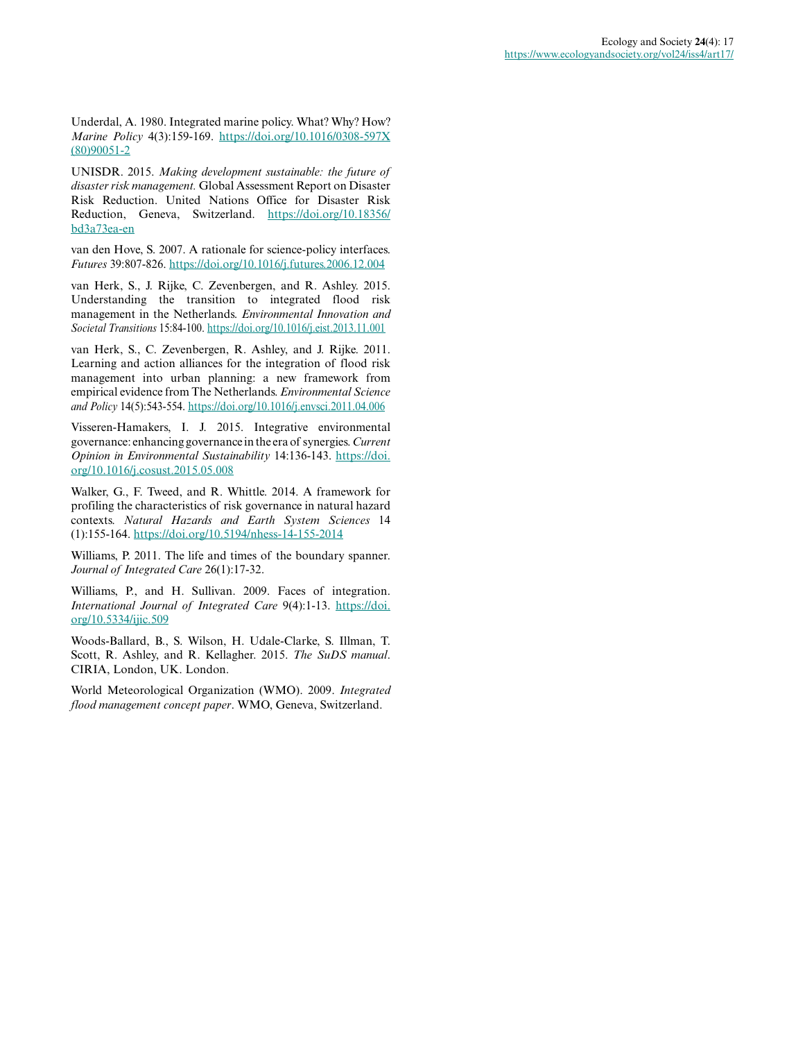Underdal, A. 1980. Integrated marine policy. What? Why? How? *Marine Policy* 4(3):159-169. https://doi.org/10.1016/0308-597X(80)90051-2

UNISDR. 2015. *Making development sustainable: the future of disaster risk management.* Global Assessment Report on Disaster Risk Reduction. United Nations Office for Disaster Risk Reduction, Geneva, Switzerland. https://doi.org/10.18356/bd3a73ea-en

van den Hove, S. 2007. A rationale for science-policy interfaces. *Futures* 39:807-826. https://doi.org/10.1016/j.futures.2006.12.004

van Herk, S., J. Rijke, C. Zevenbergen, and R. Ashley. 2015. Understanding the transition to integrated flood risk management in the Netherlands. *Environmental Innovation and Societal Transitions* 15:84-100. https://doi.org/10.1016/j.eist.2013.11.001

van Herk, S., C. Zevenbergen, R. Ashley, and J. Rijke. 2011. Learning and action alliances for the integration of flood risk management into urban planning: a new framework from empirical evidence from The Netherlands. *Environmental Science and Policy* 14(5):543-554. https://doi.org/10.1016/j.envsci.2011.04.006

Visseren-Hamakers, I. J. 2015. Integrative environmental governance: enhancing governance in the era of synergies. *Current Opinion in Environmental Sustainability* 14:136-143. https://doi.org/10.1016/j.cosust.2015.05.008

Walker, G., F. Tweed, and R. Whittle. 2014. A framework for profiling the characteristics of risk governance in natural hazard contexts. *Natural Hazards and Earth System Sciences* 14(1):155-164. https://doi.org/10.5194/nhess-14-155-2014

Williams, P. 2011. The life and times of the boundary spanner. *Journal of Integrated Care* 26(1):17-32.

Williams, P., and H. Sullivan. 2009. Faces of integration. *International Journal of Integrated Care* 9(4):1-13. https://doi.org/10.5334/ijic.509

Woods-Ballard, B., S. Wilson, H. Udale-Clarke, S. Illman, T. Scott, R. Ashley, and R. Kellagher. 2015. *The SuDS manual*. CIRIA, London, UK. London.

World Meteorological Organization (WMO). 2009. *Integrated flood management concept paper*. WMO, Geneva, Switzerland.